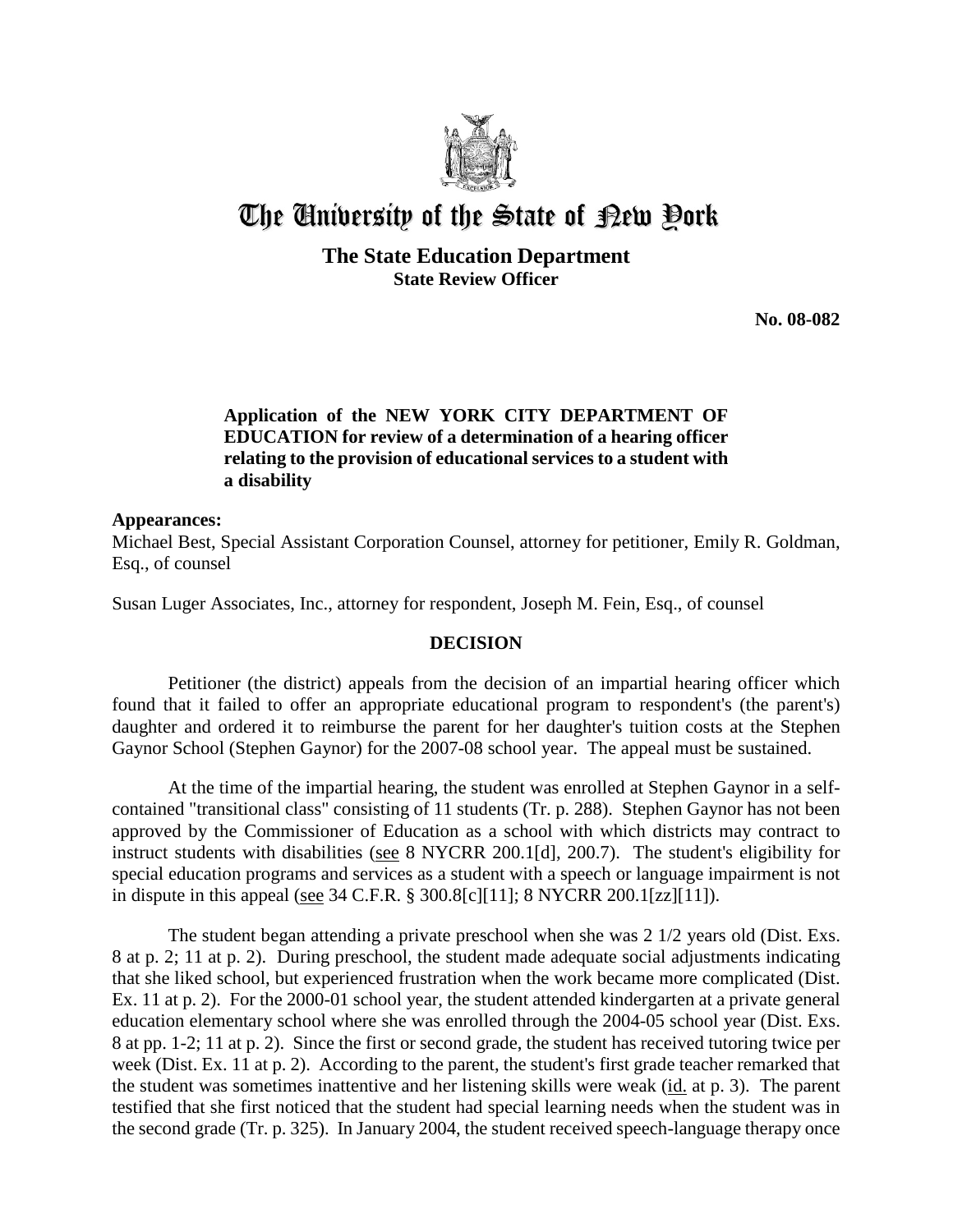# The University of the State of New York

## The State Education Department
### State Review Officer

**No. 08-082**

**Application of the NEW YORK CITY DEPARTMENT OF EDUCATION for review of a determination of a hearing officer relating to the provision of educational services to a student with a disability**

**Appearances:**

Michael Best, Special Assistant Corporation Counsel, attorney for petitioner, Emily R. Goldman, Esq., of counsel

Susan Luger Associates, Inc., attorney for respondent, Joseph M. Fein, Esq., of counsel

**DECISION**

Petitioner (the district) appeals from the decision of an impartial hearing officer which found that it failed to offer an appropriate educational program to respondent's (the parent's) daughter and ordered it to reimburse the parent for her daughter's tuition costs at the Stephen Gaynor School (Stephen Gaynor) for the 2007-08 school year. The appeal must be sustained.

At the time of the impartial hearing, the student was enrolled at Stephen Gaynor in a self-contained "transitional class" consisting of 11 students (Tr. p. 288). Stephen Gaynor has not been approved by the Commissioner of Education as a school with which districts may contract to instruct students with disabilities (see 8 NYCRR 200.1[d], 200.7). The student's eligibility for special education programs and services as a student with a speech or language impairment is not in dispute in this appeal (see 34 C.F.R. § 300.8[c][11]; 8 NYCRR 200.1[zz][11]).

The student began attending a private preschool when she was 2 1/2 years old (Dist. Exs. 8 at p. 2; 11 at p. 2). During preschool, the student made adequate social adjustments indicating that she liked school, but experienced frustration when the work became more complicated (Dist. Ex. 11 at p. 2). For the 2000-01 school year, the student attended kindergarten at a private general education elementary school where she was enrolled through the 2004-05 school year (Dist. Exs. 8 at pp. 1-2; 11 at p. 2). Since the first or second grade, the student has received tutoring twice per week (Dist. Ex. 11 at p. 2). According to the parent, the student's first grade teacher remarked that the student was sometimes inattentive and her listening skills were weak (id. at p. 3). The parent testified that she first noticed that the student had special learning needs when the student was in the second grade (Tr. p. 325). In January 2004, the student received speech-language therapy once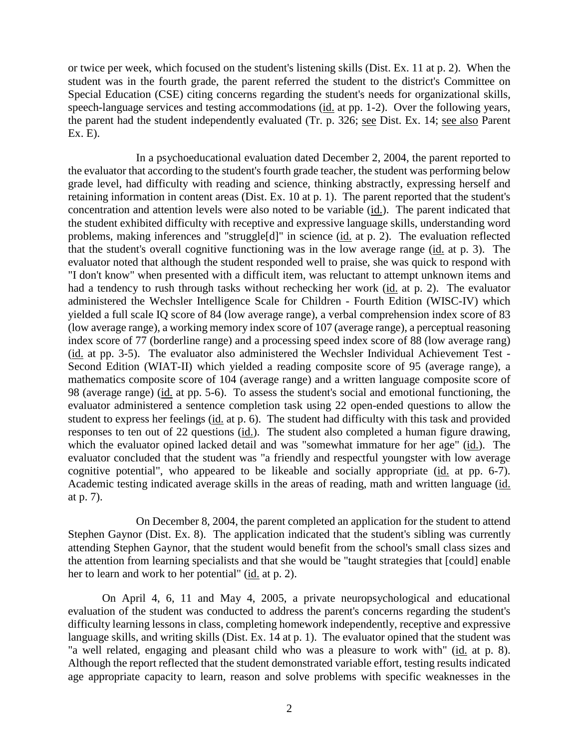or twice per week, which focused on the student's listening skills (Dist. Ex. 11 at p. 2). When the student was in the fourth grade, the parent referred the student to the district's Committee on Special Education (CSE) citing concerns regarding the student's needs for organizational skills, speech-language services and testing accommodations (id. at pp. 1-2). Over the following years, the parent had the student independently evaluated (Tr. p. 326; see Dist. Ex. 14; see also Parent Ex. E).

In a psychoeducational evaluation dated December 2, 2004, the parent reported to the evaluator that according to the student's fourth grade teacher, the student was performing below grade level, had difficulty with reading and science, thinking abstractly, expressing herself and retaining information in content areas (Dist. Ex. 10 at p. 1). The parent reported that the student's concentration and attention levels were also noted to be variable (id.). The parent indicated that the student exhibited difficulty with receptive and expressive language skills, understanding word problems, making inferences and "struggle[d]" in science (id. at p. 2). The evaluation reflected that the student's overall cognitive functioning was in the low average range (id. at p. 3). The evaluator noted that although the student responded well to praise, she was quick to respond with "I don't know" when presented with a difficult item, was reluctant to attempt unknown items and had a tendency to rush through tasks without rechecking her work (id. at p. 2). The evaluator administered the Wechsler Intelligence Scale for Children - Fourth Edition (WISC-IV) which yielded a full scale IQ score of 84 (low average range), a verbal comprehension index score of 83 (low average range), a working memory index score of 107 (average range), a perceptual reasoning index score of 77 (borderline range) and a processing speed index score of 88 (low average rang) (id. at pp. 3-5). The evaluator also administered the Wechsler Individual Achievement Test - Second Edition (WIAT-II) which yielded a reading composite score of 95 (average range), a mathematics composite score of 104 (average range) and a written language composite score of 98 (average range) (id. at pp. 5-6). To assess the student's social and emotional functioning, the evaluator administered a sentence completion task using 22 open-ended questions to allow the student to express her feelings (id. at p. 6). The student had difficulty with this task and provided responses to ten out of 22 questions (id.). The student also completed a human figure drawing, which the evaluator opined lacked detail and was "somewhat immature for her age" (id.). The evaluator concluded that the student was "a friendly and respectful youngster with low average cognitive potential", who appeared to be likeable and socially appropriate (id. at pp. 6-7). Academic testing indicated average skills in the areas of reading, math and written language (id. at p. 7).

On December 8, 2004, the parent completed an application for the student to attend Stephen Gaynor (Dist. Ex. 8). The application indicated that the student's sibling was currently attending Stephen Gaynor, that the student would benefit from the school's small class sizes and the attention from learning specialists and that she would be "taught strategies that [could] enable her to learn and work to her potential" (id. at p. 2).

On April 4, 6, 11 and May 4, 2005, a private neuropsychological and educational evaluation of the student was conducted to address the parent's concerns regarding the student's difficulty learning lessons in class, completing homework independently, receptive and expressive language skills, and writing skills (Dist. Ex. 14 at p. 1). The evaluator opined that the student was "a well related, engaging and pleasant child who was a pleasure to work with" (id. at p. 8). Although the report reflected that the student demonstrated variable effort, testing results indicated age appropriate capacity to learn, reason and solve problems with specific weaknesses in the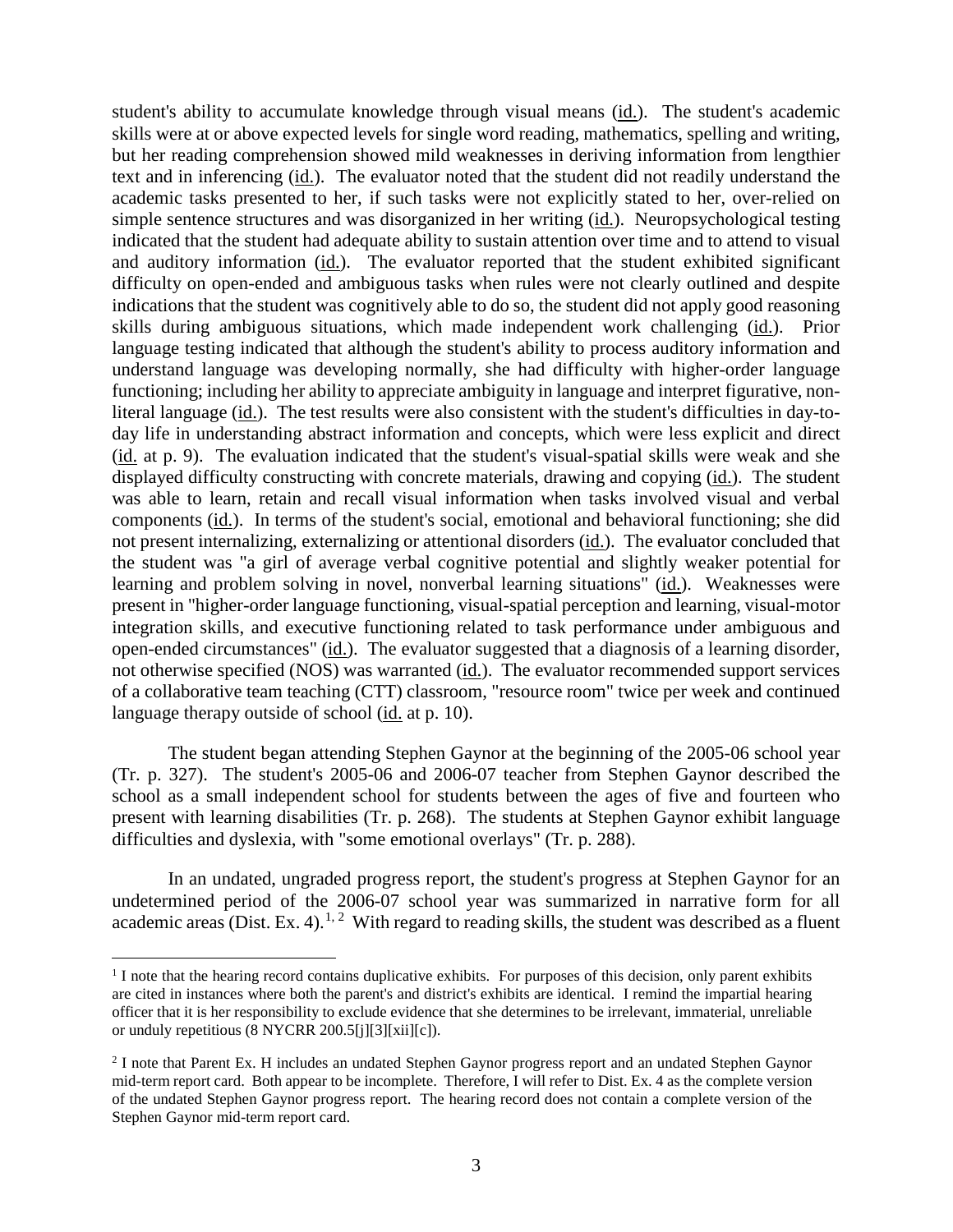student's ability to accumulate knowledge through visual means (id.). The student's academic skills were at or above expected levels for single word reading, mathematics, spelling and writing, but her reading comprehension showed mild weaknesses in deriving information from lengthier text and in inferencing (id.). The evaluator noted that the student did not readily understand the academic tasks presented to her, if such tasks were not explicitly stated to her, over-relied on simple sentence structures and was disorganized in her writing (id.). Neuropsychological testing indicated that the student had adequate ability to sustain attention over time and to attend to visual and auditory information (id.). The evaluator reported that the student exhibited significant difficulty on open-ended and ambiguous tasks when rules were not clearly outlined and despite indications that the student was cognitively able to do so, the student did not apply good reasoning skills during ambiguous situations, which made independent work challenging (id.). Prior language testing indicated that although the student's ability to process auditory information and understand language was developing normally, she had difficulty with higher-order language functioning; including her ability to appreciate ambiguity in language and interpret figurative, non-literal language (id.). The test results were also consistent with the student's difficulties in day-to-day life in understanding abstract information and concepts, which were less explicit and direct (id. at p. 9). The evaluation indicated that the student's visual-spatial skills were weak and she displayed difficulty constructing with concrete materials, drawing and copying (id.). The student was able to learn, retain and recall visual information when tasks involved visual and verbal components (id.). In terms of the student's social, emotional and behavioral functioning; she did not present internalizing, externalizing or attentional disorders (id.). The evaluator concluded that the student was "a girl of average verbal cognitive potential and slightly weaker potential for learning and problem solving in novel, nonverbal learning situations" (id.). Weaknesses were present in "higher-order language functioning, visual-spatial perception and learning, visual-motor integration skills, and executive functioning related to task performance under ambiguous and open-ended circumstances" (id.). The evaluator suggested that a diagnosis of a learning disorder, not otherwise specified (NOS) was warranted (id.). The evaluator recommended support services of a collaborative team teaching (CTT) classroom, "resource room" twice per week and continued language therapy outside of school (id. at p. 10).

The student began attending Stephen Gaynor at the beginning of the 2005-06 school year (Tr. p. 327). The student's 2005-06 and 2006-07 teacher from Stephen Gaynor described the school as a small independent school for students between the ages of five and fourteen who present with learning disabilities (Tr. p. 268). The students at Stephen Gaynor exhibit language difficulties and dyslexia, with "some emotional overlays" (Tr. p. 288).

In an undated, ungraded progress report, the student's progress at Stephen Gaynor for an undetermined period of the 2006-07 school year was summarized in narrative form for all academic areas (Dist. Ex. 4).[1, 2] With regard to reading skills, the student was described as a fluent

[1] I note that the hearing record contains duplicative exhibits. For purposes of this decision, only parent exhibits are cited in instances where both the parent's and district's exhibits are identical. I remind the impartial hearing officer that it is her responsibility to exclude evidence that she determines to be irrelevant, immaterial, unreliable or unduly repetitious (8 NYCRR 200.5[j][3][xii][c]).

[2] I note that Parent Ex. H includes an undated Stephen Gaynor progress report and an undated Stephen Gaynor mid-term report card. Both appear to be incomplete. Therefore, I will refer to Dist. Ex. 4 as the complete version of the undated Stephen Gaynor progress report. The hearing record does not contain a complete version of the Stephen Gaynor mid-term report card.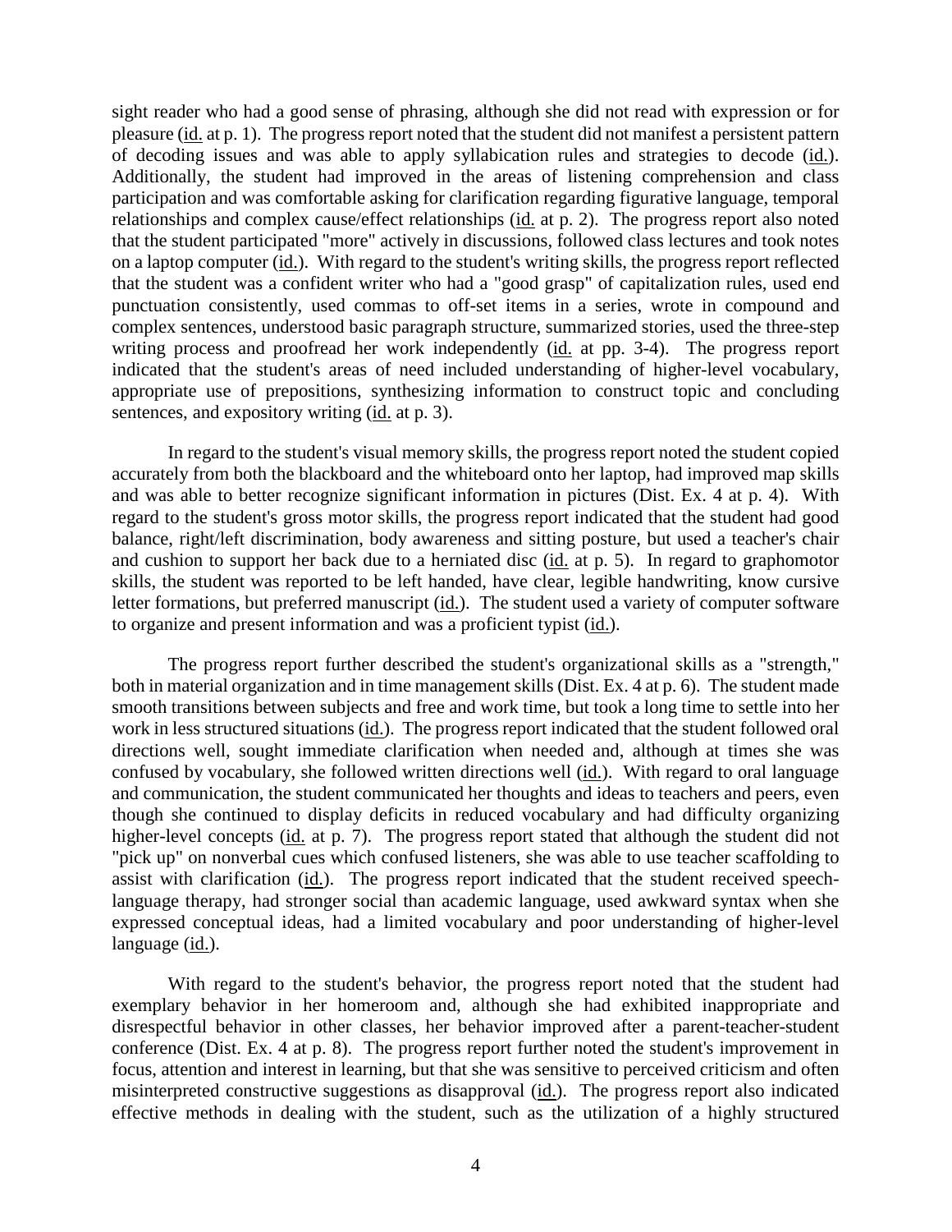sight reader who had a good sense of phrasing, although she did not read with expression or for pleasure (id. at p. 1). The progress report noted that the student did not manifest a persistent pattern of decoding issues and was able to apply syllabication rules and strategies to decode (id.). Additionally, the student had improved in the areas of listening comprehension and class participation and was comfortable asking for clarification regarding figurative language, temporal relationships and complex cause/effect relationships (id. at p. 2). The progress report also noted that the student participated "more" actively in discussions, followed class lectures and took notes on a laptop computer (id.). With regard to the student's writing skills, the progress report reflected that the student was a confident writer who had a "good grasp" of capitalization rules, used end punctuation consistently, used commas to off-set items in a series, wrote in compound and complex sentences, understood basic paragraph structure, summarized stories, used the three-step writing process and proofread her work independently (id. at pp. 3-4). The progress report indicated that the student's areas of need included understanding of higher-level vocabulary, appropriate use of prepositions, synthesizing information to construct topic and concluding sentences, and expository writing (id. at p. 3).

In regard to the student's visual memory skills, the progress report noted the student copied accurately from both the blackboard and the whiteboard onto her laptop, had improved map skills and was able to better recognize significant information in pictures (Dist. Ex. 4 at p. 4). With regard to the student's gross motor skills, the progress report indicated that the student had good balance, right/left discrimination, body awareness and sitting posture, but used a teacher's chair and cushion to support her back due to a herniated disc (id. at p. 5). In regard to graphomotor skills, the student was reported to be left handed, have clear, legible handwriting, know cursive letter formations, but preferred manuscript (id.). The student used a variety of computer software to organize and present information and was a proficient typist (id.).

The progress report further described the student's organizational skills as a "strength," both in material organization and in time management skills (Dist. Ex. 4 at p. 6). The student made smooth transitions between subjects and free and work time, but took a long time to settle into her work in less structured situations (id.). The progress report indicated that the student followed oral directions well, sought immediate clarification when needed and, although at times she was confused by vocabulary, she followed written directions well (id.). With regard to oral language and communication, the student communicated her thoughts and ideas to teachers and peers, even though she continued to display deficits in reduced vocabulary and had difficulty organizing higher-level concepts (id. at p. 7). The progress report stated that although the student did not "pick up" on nonverbal cues which confused listeners, she was able to use teacher scaffolding to assist with clarification (id.). The progress report indicated that the student received speech-language therapy, had stronger social than academic language, used awkward syntax when she expressed conceptual ideas, had a limited vocabulary and poor understanding of higher-level language (id.).

With regard to the student's behavior, the progress report noted that the student had exemplary behavior in her homeroom and, although she had exhibited inappropriate and disrespectful behavior in other classes, her behavior improved after a parent-teacher-student conference (Dist. Ex. 4 at p. 8). The progress report further noted the student's improvement in focus, attention and interest in learning, but that she was sensitive to perceived criticism and often misinterpreted constructive suggestions as disapproval (id.). The progress report also indicated effective methods in dealing with the student, such as the utilization of a highly structured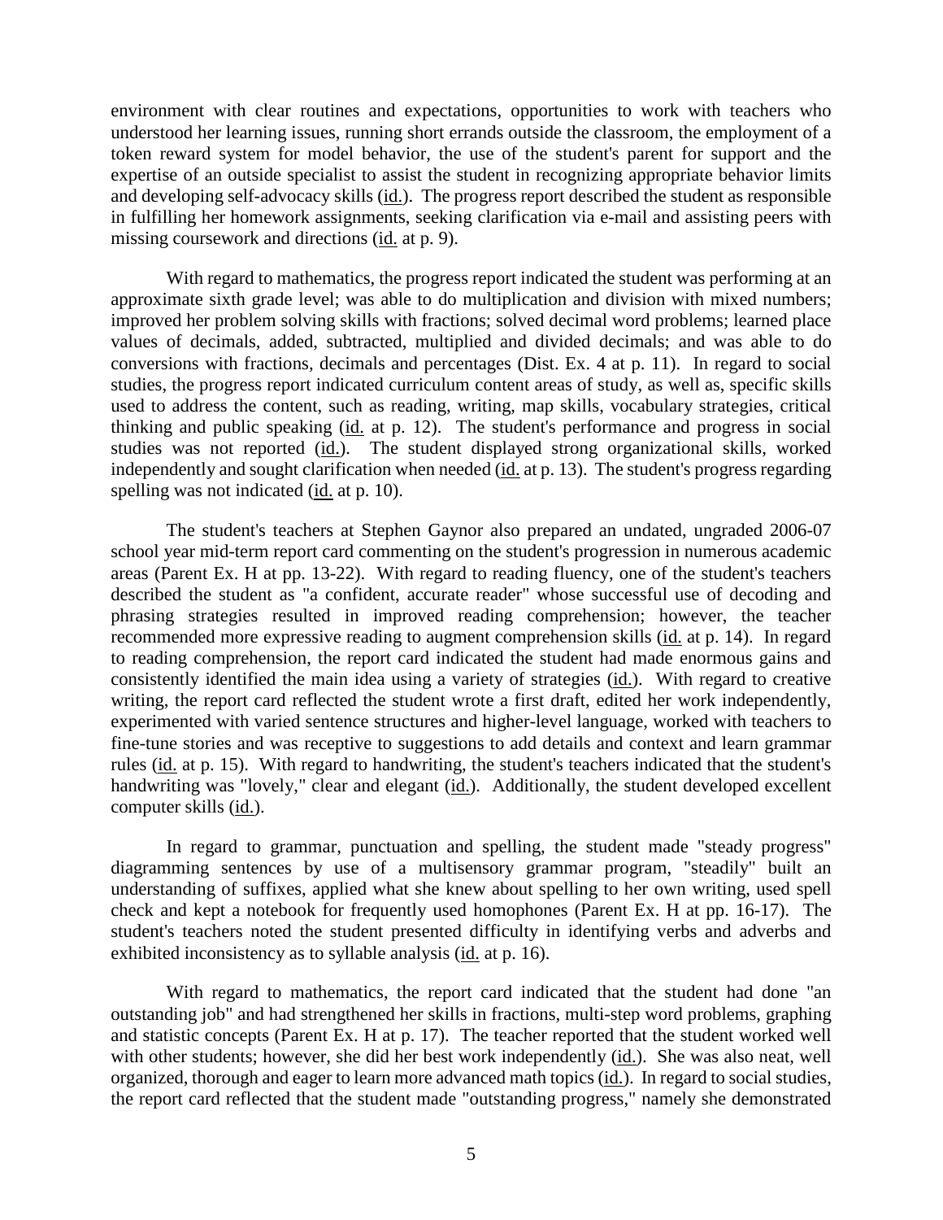environment with clear routines and expectations, opportunities to work with teachers who understood her learning issues, running short errands outside the classroom, the employment of a token reward system for model behavior, the use of the student's parent for support and the expertise of an outside specialist to assist the student in recognizing appropriate behavior limits and developing self-advocacy skills (id.). The progress report described the student as responsible in fulfilling her homework assignments, seeking clarification via e-mail and assisting peers with missing coursework and directions (id. at p. 9).

With regard to mathematics, the progress report indicated the student was performing at an approximate sixth grade level; was able to do multiplication and division with mixed numbers; improved her problem solving skills with fractions; solved decimal word problems; learned place values of decimals, added, subtracted, multiplied and divided decimals; and was able to do conversions with fractions, decimals and percentages (Dist. Ex. 4 at p. 11). In regard to social studies, the progress report indicated curriculum content areas of study, as well as, specific skills used to address the content, such as reading, writing, map skills, vocabulary strategies, critical thinking and public speaking (id. at p. 12). The student's performance and progress in social studies was not reported (id.). The student displayed strong organizational skills, worked independently and sought clarification when needed (id. at p. 13). The student's progress regarding spelling was not indicated (id. at p. 10).

The student's teachers at Stephen Gaynor also prepared an undated, ungraded 2006-07 school year mid-term report card commenting on the student's progression in numerous academic areas (Parent Ex. H at pp. 13-22). With regard to reading fluency, one of the student's teachers described the student as "a confident, accurate reader" whose successful use of decoding and phrasing strategies resulted in improved reading comprehension; however, the teacher recommended more expressive reading to augment comprehension skills (id. at p. 14). In regard to reading comprehension, the report card indicated the student had made enormous gains and consistently identified the main idea using a variety of strategies (id.). With regard to creative writing, the report card reflected the student wrote a first draft, edited her work independently, experimented with varied sentence structures and higher-level language, worked with teachers to fine-tune stories and was receptive to suggestions to add details and context and learn grammar rules (id. at p. 15). With regard to handwriting, the student's teachers indicated that the student's handwriting was "lovely," clear and elegant (id.). Additionally, the student developed excellent computer skills (id.).

In regard to grammar, punctuation and spelling, the student made "steady progress" diagramming sentences by use of a multisensory grammar program, "steadily" built an understanding of suffixes, applied what she knew about spelling to her own writing, used spell check and kept a notebook for frequently used homophones (Parent Ex. H at pp. 16-17). The student's teachers noted the student presented difficulty in identifying verbs and adverbs and exhibited inconsistency as to syllable analysis (id. at p. 16).

With regard to mathematics, the report card indicated that the student had done "an outstanding job" and had strengthened her skills in fractions, multi-step word problems, graphing and statistic concepts (Parent Ex. H at p. 17). The teacher reported that the student worked well with other students; however, she did her best work independently (id.). She was also neat, well organized, thorough and eager to learn more advanced math topics (id.). In regard to social studies, the report card reflected that the student made "outstanding progress," namely she demonstrated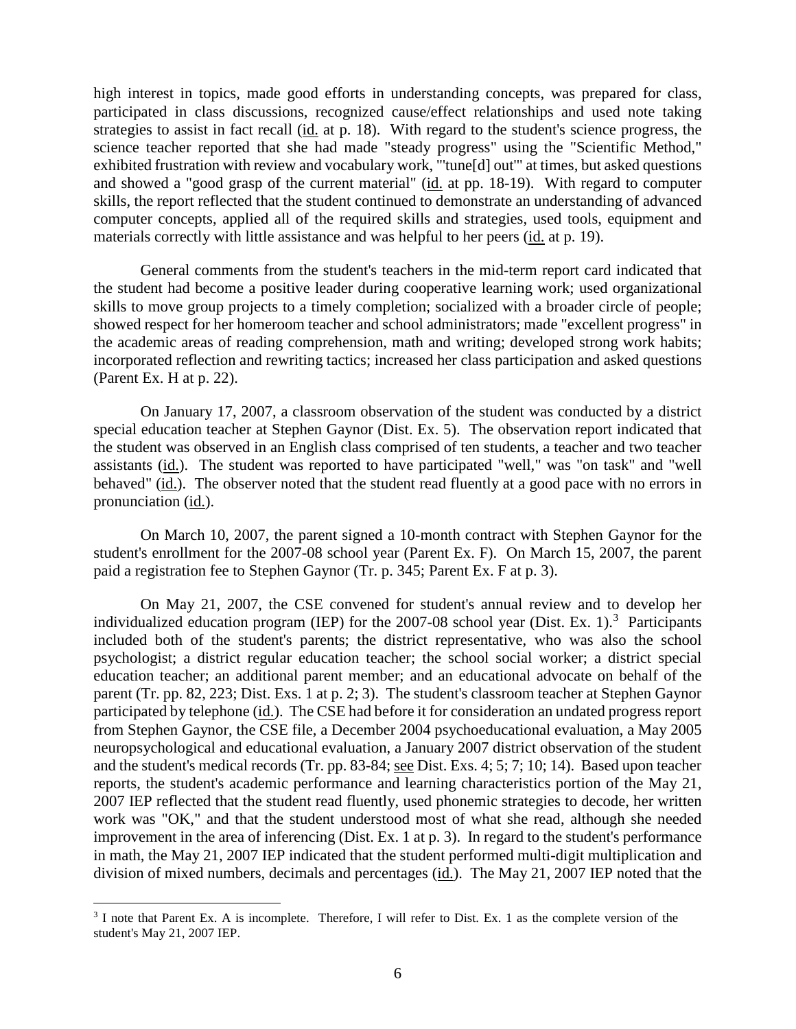high interest in topics, made good efforts in understanding concepts, was prepared for class, participated in class discussions, recognized cause/effect relationships and used note taking strategies to assist in fact recall (id. at p. 18). With regard to the student's science progress, the science teacher reported that she had made "steady progress" using the "Scientific Method," exhibited frustration with review and vocabulary work, "'tune[d] out'" at times, but asked questions and showed a "good grasp of the current material" (id. at pp. 18-19). With regard to computer skills, the report reflected that the student continued to demonstrate an understanding of advanced computer concepts, applied all of the required skills and strategies, used tools, equipment and materials correctly with little assistance and was helpful to her peers (id. at p. 19).

General comments from the student's teachers in the mid-term report card indicated that the student had become a positive leader during cooperative learning work; used organizational skills to move group projects to a timely completion; socialized with a broader circle of people; showed respect for her homeroom teacher and school administrators; made "excellent progress" in the academic areas of reading comprehension, math and writing; developed strong work habits; incorporated reflection and rewriting tactics; increased her class participation and asked questions (Parent Ex. H at p. 22).

On January 17, 2007, a classroom observation of the student was conducted by a district special education teacher at Stephen Gaynor (Dist. Ex. 5). The observation report indicated that the student was observed in an English class comprised of ten students, a teacher and two teacher assistants (id.). The student was reported to have participated "well," was "on task" and "well behaved" (id.). The observer noted that the student read fluently at a good pace with no errors in pronunciation (id.).

On March 10, 2007, the parent signed a 10-month contract with Stephen Gaynor for the student's enrollment for the 2007-08 school year (Parent Ex. F). On March 15, 2007, the parent paid a registration fee to Stephen Gaynor (Tr. p. 345; Parent Ex. F at p. 3).

On May 21, 2007, the CSE convened for student's annual review and to develop her individualized education program (IEP) for the 2007-08 school year (Dist. Ex. 1).[3] Participants included both of the student's parents; the district representative, who was also the school psychologist; a district regular education teacher; the school social worker; a district special education teacher; an additional parent member; and an educational advocate on behalf of the parent (Tr. pp. 82, 223; Dist. Exs. 1 at p. 2; 3). The student's classroom teacher at Stephen Gaynor participated by telephone (id.). The CSE had before it for consideration an undated progress report from Stephen Gaynor, the CSE file, a December 2004 psychoeducational evaluation, a May 2005 neuropsychological and educational evaluation, a January 2007 district observation of the student and the student's medical records (Tr. pp. 83-84; see Dist. Exs. 4; 5; 7; 10; 14). Based upon teacher reports, the student's academic performance and learning characteristics portion of the May 21, 2007 IEP reflected that the student read fluently, used phonemic strategies to decode, her written work was "OK," and that the student understood most of what she read, although she needed improvement in the area of inferencing (Dist. Ex. 1 at p. 3). In regard to the student's performance in math, the May 21, 2007 IEP indicated that the student performed multi-digit multiplication and division of mixed numbers, decimals and percentages (id.). The May 21, 2007 IEP noted that the

[3] I note that Parent Ex. A is incomplete. Therefore, I will refer to Dist. Ex. 1 as the complete version of the student's May 21, 2007 IEP.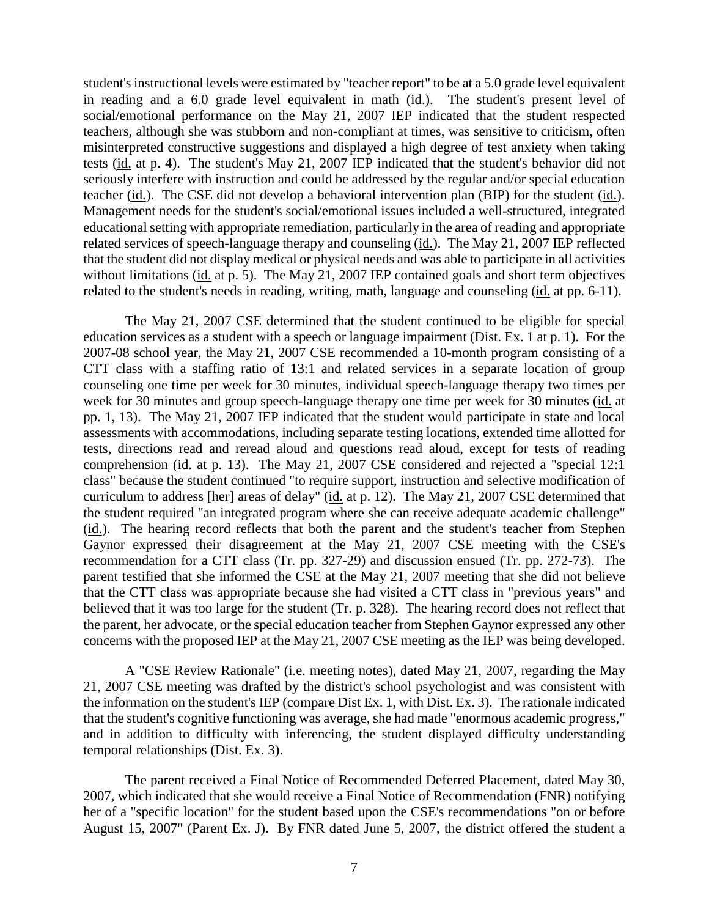student's instructional levels were estimated by "teacher report" to be at a 5.0 grade level equivalent in reading and a 6.0 grade level equivalent in math (id.). The student's present level of social/emotional performance on the May 21, 2007 IEP indicated that the student respected teachers, although she was stubborn and non-compliant at times, was sensitive to criticism, often misinterpreted constructive suggestions and displayed a high degree of test anxiety when taking tests (id. at p. 4). The student's May 21, 2007 IEP indicated that the student's behavior did not seriously interfere with instruction and could be addressed by the regular and/or special education teacher (id.). The CSE did not develop a behavioral intervention plan (BIP) for the student (id.). Management needs for the student's social/emotional issues included a well-structured, integrated educational setting with appropriate remediation, particularly in the area of reading and appropriate related services of speech-language therapy and counseling (id.). The May 21, 2007 IEP reflected that the student did not display medical or physical needs and was able to participate in all activities without limitations (id. at p. 5). The May 21, 2007 IEP contained goals and short term objectives related to the student's needs in reading, writing, math, language and counseling (id. at pp. 6-11).

The May 21, 2007 CSE determined that the student continued to be eligible for special education services as a student with a speech or language impairment (Dist. Ex. 1 at p. 1). For the 2007-08 school year, the May 21, 2007 CSE recommended a 10-month program consisting of a CTT class with a staffing ratio of 13:1 and related services in a separate location of group counseling one time per week for 30 minutes, individual speech-language therapy two times per week for 30 minutes and group speech-language therapy one time per week for 30 minutes (id. at pp. 1, 13). The May 21, 2007 IEP indicated that the student would participate in state and local assessments with accommodations, including separate testing locations, extended time allotted for tests, directions read and reread aloud and questions read aloud, except for tests of reading comprehension (id. at p. 13). The May 21, 2007 CSE considered and rejected a "special 12:1 class" because the student continued "to require support, instruction and selective modification of curriculum to address [her] areas of delay" (id. at p. 12). The May 21, 2007 CSE determined that the student required "an integrated program where she can receive adequate academic challenge" (id.). The hearing record reflects that both the parent and the student's teacher from Stephen Gaynor expressed their disagreement at the May 21, 2007 CSE meeting with the CSE's recommendation for a CTT class (Tr. pp. 327-29) and discussion ensued (Tr. pp. 272-73). The parent testified that she informed the CSE at the May 21, 2007 meeting that she did not believe that the CTT class was appropriate because she had visited a CTT class in "previous years" and believed that it was too large for the student (Tr. p. 328). The hearing record does not reflect that the parent, her advocate, or the special education teacher from Stephen Gaynor expressed any other concerns with the proposed IEP at the May 21, 2007 CSE meeting as the IEP was being developed.

A "CSE Review Rationale" (i.e. meeting notes), dated May 21, 2007, regarding the May 21, 2007 CSE meeting was drafted by the district's school psychologist and was consistent with the information on the student's IEP (compare Dist Ex. 1, with Dist. Ex. 3). The rationale indicated that the student's cognitive functioning was average, she had made "enormous academic progress," and in addition to difficulty with inferencing, the student displayed difficulty understanding temporal relationships (Dist. Ex. 3).

The parent received a Final Notice of Recommended Deferred Placement, dated May 30, 2007, which indicated that she would receive a Final Notice of Recommendation (FNR) notifying her of a "specific location" for the student based upon the CSE's recommendations "on or before August 15, 2007" (Parent Ex. J). By FNR dated June 5, 2007, the district offered the student a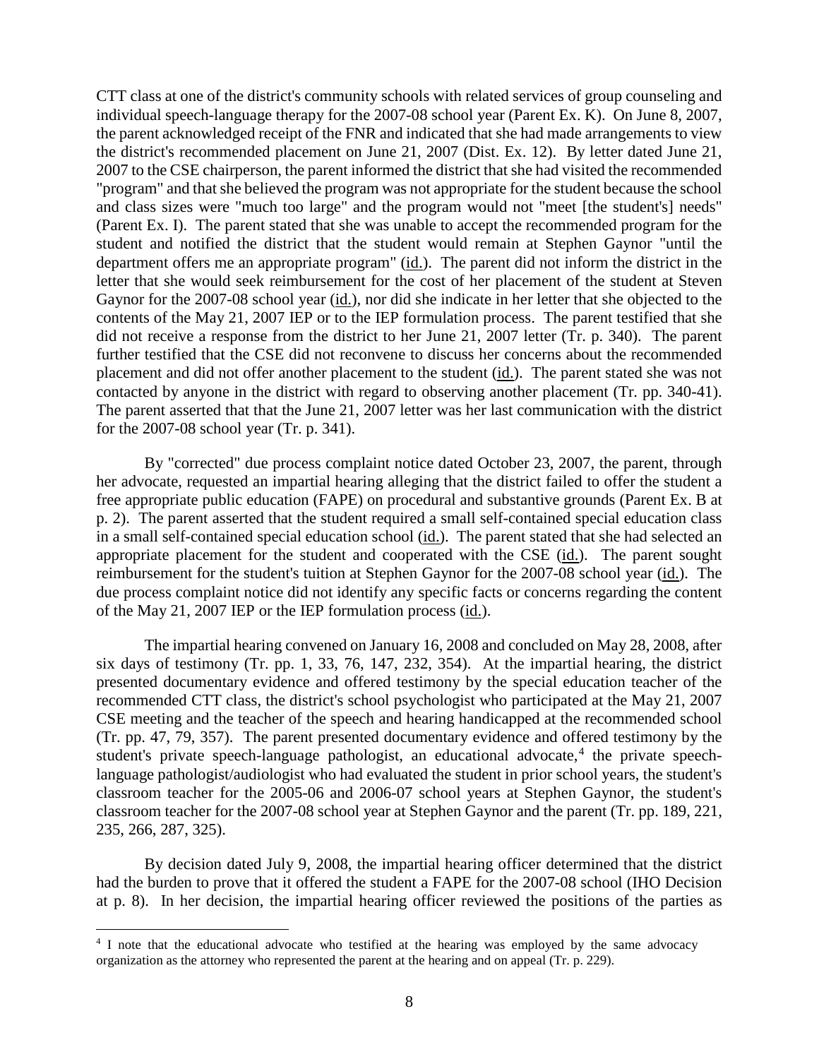CTT class at one of the district's community schools with related services of group counseling and individual speech-language therapy for the 2007-08 school year (Parent Ex. K). On June 8, 2007, the parent acknowledged receipt of the FNR and indicated that she had made arrangements to view the district's recommended placement on June 21, 2007 (Dist. Ex. 12). By letter dated June 21, 2007 to the CSE chairperson, the parent informed the district that she had visited the recommended "program" and that she believed the program was not appropriate for the student because the school and class sizes were "much too large" and the program would not "meet [the student's] needs" (Parent Ex. I). The parent stated that she was unable to accept the recommended program for the student and notified the district that the student would remain at Stephen Gaynor "until the department offers me an appropriate program" (id.). The parent did not inform the district in the letter that she would seek reimbursement for the cost of her placement of the student at Steven Gaynor for the 2007-08 school year (id.), nor did she indicate in her letter that she objected to the contents of the May 21, 2007 IEP or to the IEP formulation process. The parent testified that she did not receive a response from the district to her June 21, 2007 letter (Tr. p. 340). The parent further testified that the CSE did not reconvene to discuss her concerns about the recommended placement and did not offer another placement to the student (id.). The parent stated she was not contacted by anyone in the district with regard to observing another placement (Tr. pp. 340-41). The parent asserted that that the June 21, 2007 letter was her last communication with the district for the 2007-08 school year (Tr. p. 341).

By "corrected" due process complaint notice dated October 23, 2007, the parent, through her advocate, requested an impartial hearing alleging that the district failed to offer the student a free appropriate public education (FAPE) on procedural and substantive grounds (Parent Ex. B at p. 2). The parent asserted that the student required a small self-contained special education class in a small self-contained special education school (id.). The parent stated that she had selected an appropriate placement for the student and cooperated with the CSE (id.). The parent sought reimbursement for the student's tuition at Stephen Gaynor for the 2007-08 school year (id.). The due process complaint notice did not identify any specific facts or concerns regarding the content of the May 21, 2007 IEP or the IEP formulation process (id.).

The impartial hearing convened on January 16, 2008 and concluded on May 28, 2008, after six days of testimony (Tr. pp. 1, 33, 76, 147, 232, 354). At the impartial hearing, the district presented documentary evidence and offered testimony by the special education teacher of the recommended CTT class, the district's school psychologist who participated at the May 21, 2007 CSE meeting and the teacher of the speech and hearing handicapped at the recommended school (Tr. pp. 47, 79, 357). The parent presented documentary evidence and offered testimony by the student's private speech-language pathologist, an educational advocate,[4] the private speech-language pathologist/audiologist who had evaluated the student in prior school years, the student's classroom teacher for the 2005-06 and 2006-07 school years at Stephen Gaynor, the student's classroom teacher for the 2007-08 school year at Stephen Gaynor and the parent (Tr. pp. 189, 221, 235, 266, 287, 325).

By decision dated July 9, 2008, the impartial hearing officer determined that the district had the burden to prove that it offered the student a FAPE for the 2007-08 school (IHO Decision at p. 8). In her decision, the impartial hearing officer reviewed the positions of the parties as

[4] I note that the educational advocate who testified at the hearing was employed by the same advocacy organization as the attorney who represented the parent at the hearing and on appeal (Tr. p. 229).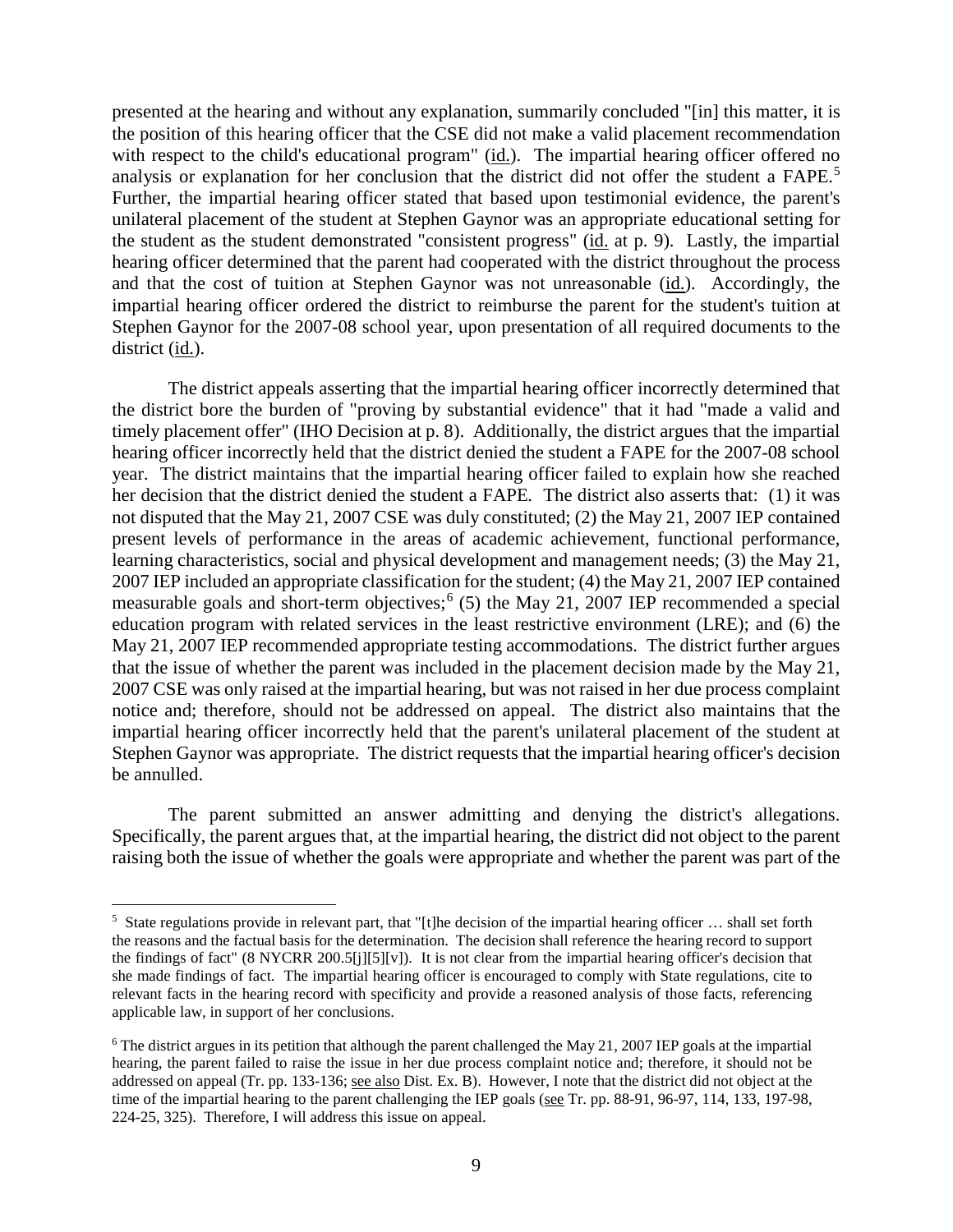presented at the hearing and without any explanation, summarily concluded "[in] this matter, it is the position of this hearing officer that the CSE did not make a valid placement recommendation with respect to the child's educational program" (id.). The impartial hearing officer offered no analysis or explanation for her conclusion that the district did not offer the student a FAPE.[5] Further, the impartial hearing officer stated that based upon testimonial evidence, the parent's unilateral placement of the student at Stephen Gaynor was an appropriate educational setting for the student as the student demonstrated "consistent progress" (id. at p. 9). Lastly, the impartial hearing officer determined that the parent had cooperated with the district throughout the process and that the cost of tuition at Stephen Gaynor was not unreasonable (id.). Accordingly, the impartial hearing officer ordered the district to reimburse the parent for the student's tuition at Stephen Gaynor for the 2007-08 school year, upon presentation of all required documents to the district (id.).

The district appeals asserting that the impartial hearing officer incorrectly determined that the district bore the burden of "proving by substantial evidence" that it had "made a valid and timely placement offer" (IHO Decision at p. 8). Additionally, the district argues that the impartial hearing officer incorrectly held that the district denied the student a FAPE for the 2007-08 school year. The district maintains that the impartial hearing officer failed to explain how she reached her decision that the district denied the student a FAPE. The district also asserts that: (1) it was not disputed that the May 21, 2007 CSE was duly constituted; (2) the May 21, 2007 IEP contained present levels of performance in the areas of academic achievement, functional performance, learning characteristics, social and physical development and management needs; (3) the May 21, 2007 IEP included an appropriate classification for the student; (4) the May 21, 2007 IEP contained measurable goals and short-term objectives;[6] (5) the May 21, 2007 IEP recommended a special education program with related services in the least restrictive environment (LRE); and (6) the May 21, 2007 IEP recommended appropriate testing accommodations. The district further argues that the issue of whether the parent was included in the placement decision made by the May 21, 2007 CSE was only raised at the impartial hearing, but was not raised in her due process complaint notice and; therefore, should not be addressed on appeal. The district also maintains that the impartial hearing officer incorrectly held that the parent's unilateral placement of the student at Stephen Gaynor was appropriate. The district requests that the impartial hearing officer's decision be annulled.

The parent submitted an answer admitting and denying the district's allegations. Specifically, the parent argues that, at the impartial hearing, the district did not object to the parent raising both the issue of whether the goals were appropriate and whether the parent was part of the

---

[5] State regulations provide in relevant part, that "[t]he decision of the impartial hearing officer … shall set forth the reasons and the factual basis for the determination. The decision shall reference the hearing record to support the findings of fact" (8 NYCRR 200.5[j][5][v]). It is not clear from the impartial hearing officer's decision that she made findings of fact. The impartial hearing officer is encouraged to comply with State regulations, cite to relevant facts in the hearing record with specificity and provide a reasoned analysis of those facts, referencing applicable law, in support of her conclusions.

[6] The district argues in its petition that although the parent challenged the May 21, 2007 IEP goals at the impartial hearing, the parent failed to raise the issue in her due process complaint notice and; therefore, it should not be addressed on appeal (Tr. pp. 133-136; see also Dist. Ex. B). However, I note that the district did not object at the time of the impartial hearing to the parent challenging the IEP goals (see Tr. pp. 88-91, 96-97, 114, 133, 197-98, 224-25, 325). Therefore, I will address this issue on appeal.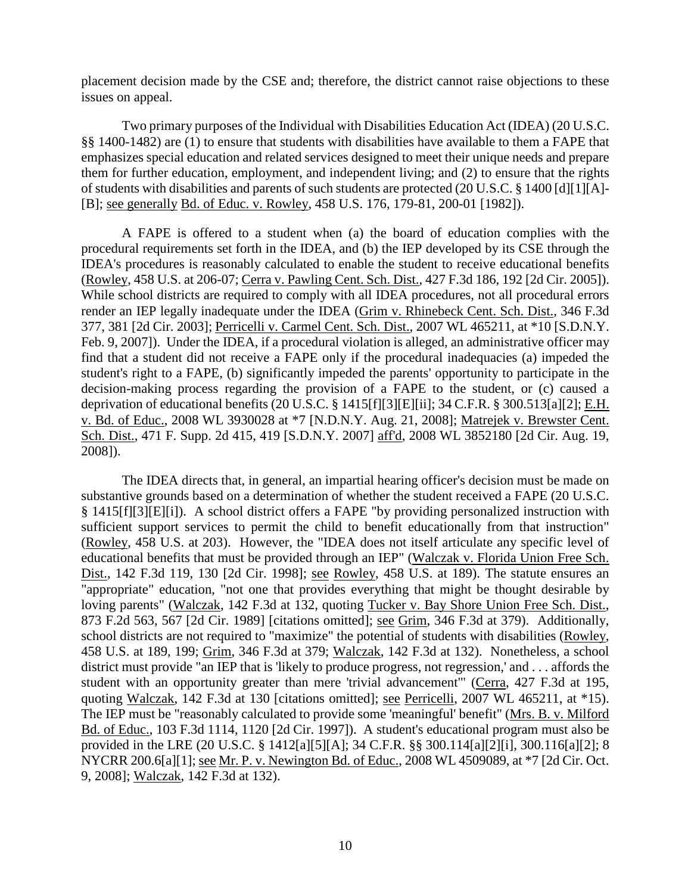placement decision made by the CSE and; therefore, the district cannot raise objections to these issues on appeal.

Two primary purposes of the Individual with Disabilities Education Act (IDEA) (20 U.S.C. §§ 1400-1482) are (1) to ensure that students with disabilities have available to them a FAPE that emphasizes special education and related services designed to meet their unique needs and prepare them for further education, employment, and independent living; and (2) to ensure that the rights of students with disabilities and parents of such students are protected (20 U.S.C. § 1400 [d][1][A]-[B]; see generally Bd. of Educ. v. Rowley, 458 U.S. 176, 179-81, 200-01 [1982]).

A FAPE is offered to a student when (a) the board of education complies with the procedural requirements set forth in the IDEA, and (b) the IEP developed by its CSE through the IDEA's procedures is reasonably calculated to enable the student to receive educational benefits (Rowley, 458 U.S. at 206-07; Cerra v. Pawling Cent. Sch. Dist., 427 F.3d 186, 192 [2d Cir. 2005]). While school districts are required to comply with all IDEA procedures, not all procedural errors render an IEP legally inadequate under the IDEA (Grim v. Rhinebeck Cent. Sch. Dist., 346 F.3d 377, 381 [2d Cir. 2003]; Perricelli v. Carmel Cent. Sch. Dist., 2007 WL 465211, at *10 [S.D.N.Y. Feb. 9, 2007]). Under the IDEA, if a procedural violation is alleged, an administrative officer may find that a student did not receive a FAPE only if the procedural inadequacies (a) impeded the student's right to a FAPE, (b) significantly impeded the parents' opportunity to participate in the decision-making process regarding the provision of a FAPE to the student, or (c) caused a deprivation of educational benefits (20 U.S.C. § 1415[f][3][E][ii]; 34 C.F.R. § 300.513[a][2]; E.H. v. Bd. of Educ., 2008 WL 3930028 at *7 [N.D.N.Y. Aug. 21, 2008]; Matrejek v. Brewster Cent. Sch. Dist., 471 F. Supp. 2d 415, 419 [S.D.N.Y. 2007] aff'd, 2008 WL 3852180 [2d Cir. Aug. 19, 2008]).

The IDEA directs that, in general, an impartial hearing officer's decision must be made on substantive grounds based on a determination of whether the student received a FAPE (20 U.S.C. § 1415[f][3][E][i]). A school district offers a FAPE "by providing personalized instruction with sufficient support services to permit the child to benefit educationally from that instruction" (Rowley, 458 U.S. at 203). However, the "IDEA does not itself articulate any specific level of educational benefits that must be provided through an IEP" (Walczak v. Florida Union Free Sch. Dist., 142 F.3d 119, 130 [2d Cir. 1998]; see Rowley, 458 U.S. at 189). The statute ensures an "appropriate" education, "not one that provides everything that might be thought desirable by loving parents" (Walczak, 142 F.3d at 132, quoting Tucker v. Bay Shore Union Free Sch. Dist., 873 F.2d 563, 567 [2d Cir. 1989] [citations omitted]; see Grim, 346 F.3d at 379). Additionally, school districts are not required to "maximize" the potential of students with disabilities (Rowley, 458 U.S. at 189, 199; Grim, 346 F.3d at 379; Walczak, 142 F.3d at 132). Nonetheless, a school district must provide "an IEP that is 'likely to produce progress, not regression,' and . . . affords the student with an opportunity greater than mere 'trivial advancement'" (Cerra, 427 F.3d at 195, quoting Walczak, 142 F.3d at 130 [citations omitted]; see Perricelli, 2007 WL 465211, at *15). The IEP must be "reasonably calculated to provide some 'meaningful' benefit" (Mrs. B. v. Milford Bd. of Educ., 103 F.3d 1114, 1120 [2d Cir. 1997]). A student's educational program must also be provided in the LRE (20 U.S.C. § 1412[a][5][A]; 34 C.F.R. §§ 300.114[a][2][i], 300.116[a][2]; 8 NYCRR 200.6[a][1]; see Mr. P. v. Newington Bd. of Educ., 2008 WL 4509089, at *7 [2d Cir. Oct. 9, 2008]; Walczak, 142 F.3d at 132).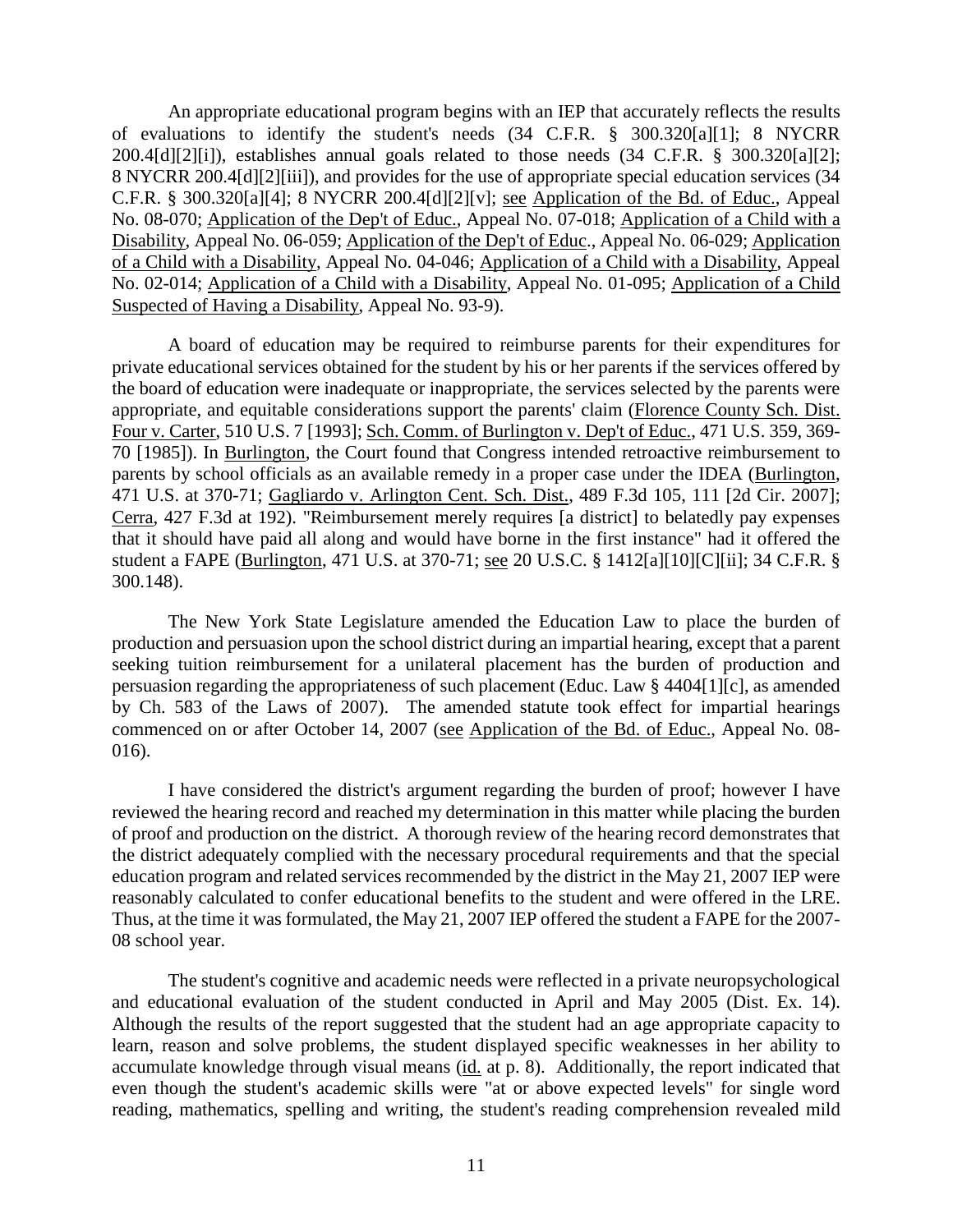An appropriate educational program begins with an IEP that accurately reflects the results of evaluations to identify the student's needs (34 C.F.R. § 300.320[a][1]; 8 NYCRR 200.4[d][2][i]), establishes annual goals related to those needs (34 C.F.R. § 300.320[a][2]; 8 NYCRR 200.4[d][2][iii]), and provides for the use of appropriate special education services (34 C.F.R. § 300.320[a][4]; 8 NYCRR 200.4[d][2][v]; see Application of the Bd. of Educ., Appeal No. 08-070; Application of the Dep't of Educ., Appeal No. 07-018; Application of a Child with a Disability, Appeal No. 06-059; Application of the Dep't of Educ., Appeal No. 06-029; Application of a Child with a Disability, Appeal No. 04-046; Application of a Child with a Disability, Appeal No. 02-014; Application of a Child with a Disability, Appeal No. 01-095; Application of a Child Suspected of Having a Disability, Appeal No. 93-9).

A board of education may be required to reimburse parents for their expenditures for private educational services obtained for the student by his or her parents if the services offered by the board of education were inadequate or inappropriate, the services selected by the parents were appropriate, and equitable considerations support the parents' claim (Florence County Sch. Dist. Four v. Carter, 510 U.S. 7 [1993]; Sch. Comm. of Burlington v. Dep't of Educ., 471 U.S. 359, 369-70 [1985]). In Burlington, the Court found that Congress intended retroactive reimbursement to parents by school officials as an available remedy in a proper case under the IDEA (Burlington, 471 U.S. at 370-71; Gagliardo v. Arlington Cent. Sch. Dist., 489 F.3d 105, 111 [2d Cir. 2007]; Cerra, 427 F.3d at 192). "Reimbursement merely requires [a district] to belatedly pay expenses that it should have paid all along and would have borne in the first instance" had it offered the student a FAPE (Burlington, 471 U.S. at 370-71; see 20 U.S.C. § 1412[a][10][C][ii]; 34 C.F.R. § 300.148).

The New York State Legislature amended the Education Law to place the burden of production and persuasion upon the school district during an impartial hearing, except that a parent seeking tuition reimbursement for a unilateral placement has the burden of production and persuasion regarding the appropriateness of such placement (Educ. Law § 4404[1][c], as amended by Ch. 583 of the Laws of 2007). The amended statute took effect for impartial hearings commenced on or after October 14, 2007 (see Application of the Bd. of Educ., Appeal No. 08-016).

I have considered the district's argument regarding the burden of proof; however I have reviewed the hearing record and reached my determination in this matter while placing the burden of proof and production on the district. A thorough review of the hearing record demonstrates that the district adequately complied with the necessary procedural requirements and that the special education program and related services recommended by the district in the May 21, 2007 IEP were reasonably calculated to confer educational benefits to the student and were offered in the LRE. Thus, at the time it was formulated, the May 21, 2007 IEP offered the student a FAPE for the 2007-08 school year.

The student's cognitive and academic needs were reflected in a private neuropsychological and educational evaluation of the student conducted in April and May 2005 (Dist. Ex. 14). Although the results of the report suggested that the student had an age appropriate capacity to learn, reason and solve problems, the student displayed specific weaknesses in her ability to accumulate knowledge through visual means (id. at p. 8). Additionally, the report indicated that even though the student's academic skills were "at or above expected levels" for single word reading, mathematics, spelling and writing, the student's reading comprehension revealed mild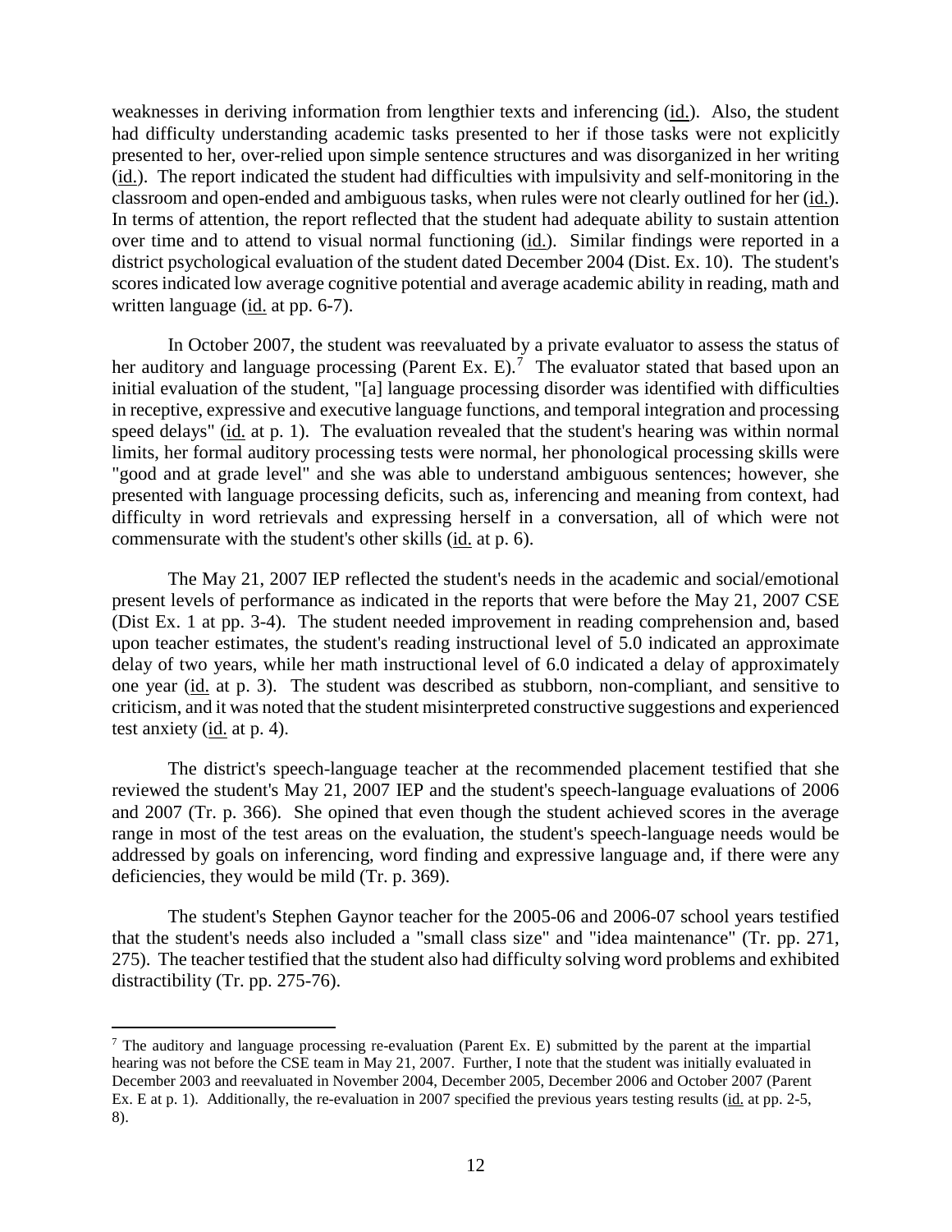weaknesses in deriving information from lengthier texts and inferencing (id.). Also, the student had difficulty understanding academic tasks presented to her if those tasks were not explicitly presented to her, over-relied upon simple sentence structures and was disorganized in her writing (id.). The report indicated the student had difficulties with impulsivity and self-monitoring in the classroom and open-ended and ambiguous tasks, when rules were not clearly outlined for her (id.). In terms of attention, the report reflected that the student had adequate ability to sustain attention over time and to attend to visual normal functioning (id.). Similar findings were reported in a district psychological evaluation of the student dated December 2004 (Dist. Ex. 10). The student's scores indicated low average cognitive potential and average academic ability in reading, math and written language (id. at pp. 6-7).

In October 2007, the student was reevaluated by a private evaluator to assess the status of her auditory and language processing (Parent Ex. E).[7] The evaluator stated that based upon an initial evaluation of the student, "[a] language processing disorder was identified with difficulties in receptive, expressive and executive language functions, and temporal integration and processing speed delays" (id. at p. 1). The evaluation revealed that the student's hearing was within normal limits, her formal auditory processing tests were normal, her phonological processing skills were "good and at grade level" and she was able to understand ambiguous sentences; however, she presented with language processing deficits, such as, inferencing and meaning from context, had difficulty in word retrievals and expressing herself in a conversation, all of which were not commensurate with the student's other skills (id. at p. 6).

The May 21, 2007 IEP reflected the student's needs in the academic and social/emotional present levels of performance as indicated in the reports that were before the May 21, 2007 CSE (Dist Ex. 1 at pp. 3-4). The student needed improvement in reading comprehension and, based upon teacher estimates, the student's reading instructional level of 5.0 indicated an approximate delay of two years, while her math instructional level of 6.0 indicated a delay of approximately one year (id. at p. 3). The student was described as stubborn, non-compliant, and sensitive to criticism, and it was noted that the student misinterpreted constructive suggestions and experienced test anxiety (id. at p. 4).

The district's speech-language teacher at the recommended placement testified that she reviewed the student's May 21, 2007 IEP and the student's speech-language evaluations of 2006 and 2007 (Tr. p. 366). She opined that even though the student achieved scores in the average range in most of the test areas on the evaluation, the student's speech-language needs would be addressed by goals on inferencing, word finding and expressive language and, if there were any deficiencies, they would be mild (Tr. p. 369).

The student's Stephen Gaynor teacher for the 2005-06 and 2006-07 school years testified that the student's needs also included a "small class size" and "idea maintenance" (Tr. pp. 271, 275). The teacher testified that the student also had difficulty solving word problems and exhibited distractibility (Tr. pp. 275-76).

---

[7] The auditory and language processing re-evaluation (Parent Ex. E) submitted by the parent at the impartial hearing was not before the CSE team in May 21, 2007. Further, I note that the student was initially evaluated in December 2003 and reevaluated in November 2004, December 2005, December 2006 and October 2007 (Parent Ex. E at p. 1). Additionally, the re-evaluation in 2007 specified the previous years testing results (id. at pp. 2-5, 8).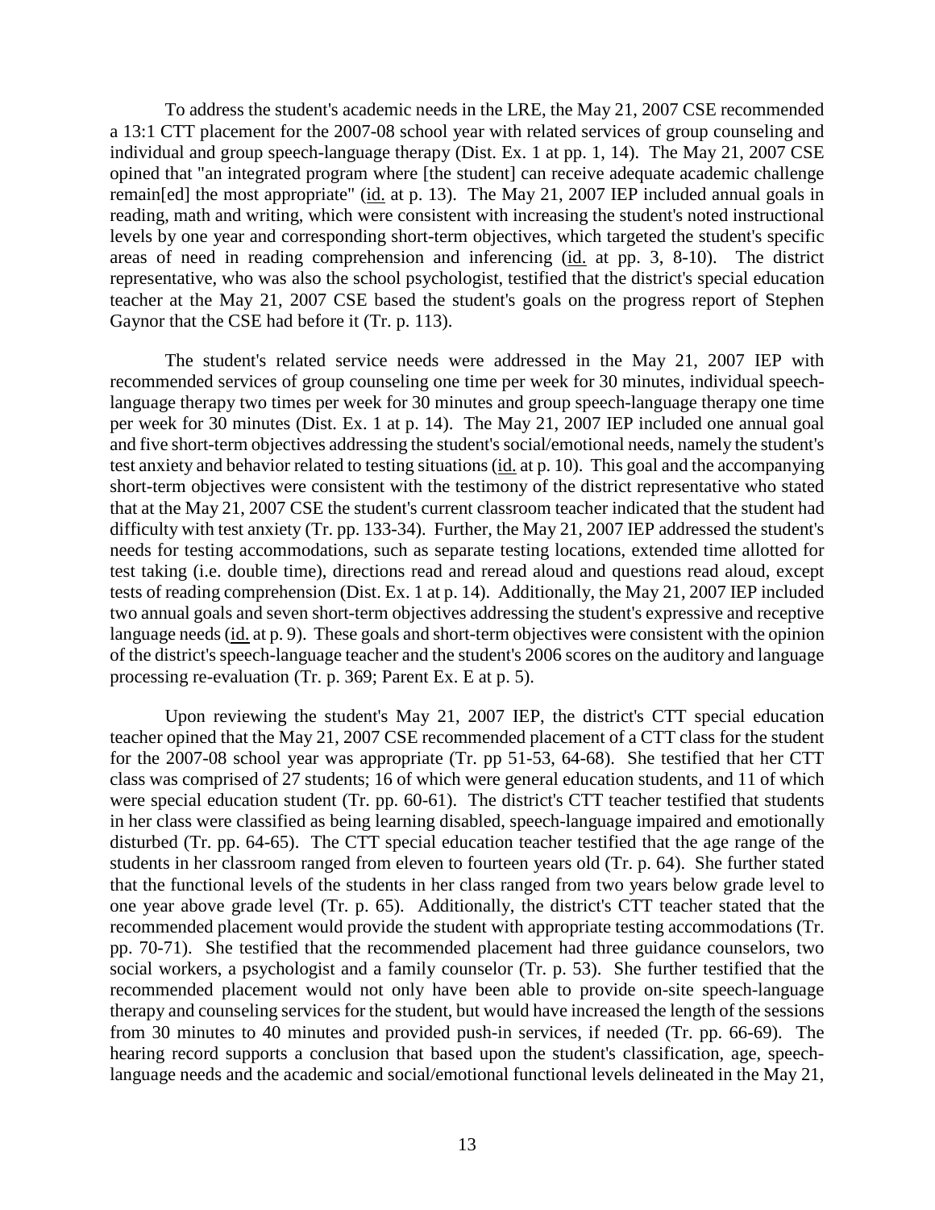To address the student's academic needs in the LRE, the May 21, 2007 CSE recommended a 13:1 CTT placement for the 2007-08 school year with related services of group counseling and individual and group speech-language therapy (Dist. Ex. 1 at pp. 1, 14). The May 21, 2007 CSE opined that "an integrated program where [the student] can receive adequate academic challenge remain[ed] the most appropriate" (id. at p. 13). The May 21, 2007 IEP included annual goals in reading, math and writing, which were consistent with increasing the student's noted instructional levels by one year and corresponding short-term objectives, which targeted the student's specific areas of need in reading comprehension and inferencing (id. at pp. 3, 8-10). The district representative, who was also the school psychologist, testified that the district's special education teacher at the May 21, 2007 CSE based the student's goals on the progress report of Stephen Gaynor that the CSE had before it (Tr. p. 113).

The student's related service needs were addressed in the May 21, 2007 IEP with recommended services of group counseling one time per week for 30 minutes, individual speech-language therapy two times per week for 30 minutes and group speech-language therapy one time per week for 30 minutes (Dist. Ex. 1 at p. 14). The May 21, 2007 IEP included one annual goal and five short-term objectives addressing the student's social/emotional needs, namely the student's test anxiety and behavior related to testing situations (id. at p. 10). This goal and the accompanying short-term objectives were consistent with the testimony of the district representative who stated that at the May 21, 2007 CSE the student's current classroom teacher indicated that the student had difficulty with test anxiety (Tr. pp. 133-34). Further, the May 21, 2007 IEP addressed the student's needs for testing accommodations, such as separate testing locations, extended time allotted for test taking (i.e. double time), directions read and reread aloud and questions read aloud, except tests of reading comprehension (Dist. Ex. 1 at p. 14). Additionally, the May 21, 2007 IEP included two annual goals and seven short-term objectives addressing the student's expressive and receptive language needs (id. at p. 9). These goals and short-term objectives were consistent with the opinion of the district's speech-language teacher and the student's 2006 scores on the auditory and language processing re-evaluation (Tr. p. 369; Parent Ex. E at p. 5).

Upon reviewing the student's May 21, 2007 IEP, the district's CTT special education teacher opined that the May 21, 2007 CSE recommended placement of a CTT class for the student for the 2007-08 school year was appropriate (Tr. pp 51-53, 64-68). She testified that her CTT class was comprised of 27 students; 16 of which were general education students, and 11 of which were special education student (Tr. pp. 60-61). The district's CTT teacher testified that students in her class were classified as being learning disabled, speech-language impaired and emotionally disturbed (Tr. pp. 64-65). The CTT special education teacher testified that the age range of the students in her classroom ranged from eleven to fourteen years old (Tr. p. 64). She further stated that the functional levels of the students in her class ranged from two years below grade level to one year above grade level (Tr. p. 65). Additionally, the district's CTT teacher stated that the recommended placement would provide the student with appropriate testing accommodations (Tr. pp. 70-71). She testified that the recommended placement had three guidance counselors, two social workers, a psychologist and a family counselor (Tr. p. 53). She further testified that the recommended placement would not only have been able to provide on-site speech-language therapy and counseling services for the student, but would have increased the length of the sessions from 30 minutes to 40 minutes and provided push-in services, if needed (Tr. pp. 66-69). The hearing record supports a conclusion that based upon the student's classification, age, speech-language needs and the academic and social/emotional functional levels delineated in the May 21,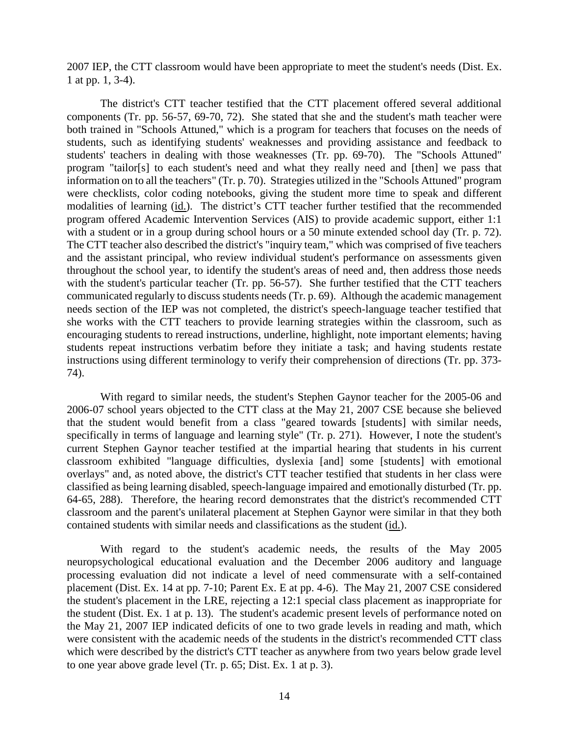2007 IEP, the CTT classroom would have been appropriate to meet the student's needs (Dist. Ex. 1 at pp. 1, 3-4).

The district's CTT teacher testified that the CTT placement offered several additional components (Tr. pp. 56-57, 69-70, 72). She stated that she and the student's math teacher were both trained in "Schools Attuned," which is a program for teachers that focuses on the needs of students, such as identifying students' weaknesses and providing assistance and feedback to students' teachers in dealing with those weaknesses (Tr. pp. 69-70). The "Schools Attuned" program "tailor[s] to each student's need and what they really need and [then] we pass that information on to all the teachers" (Tr. p. 70). Strategies utilized in the "Schools Attuned" program were checklists, color coding notebooks, giving the student more time to speak and different modalities of learning (id.). The district's CTT teacher further testified that the recommended program offered Academic Intervention Services (AIS) to provide academic support, either 1:1 with a student or in a group during school hours or a 50 minute extended school day (Tr. p. 72). The CTT teacher also described the district's "inquiry team," which was comprised of five teachers and the assistant principal, who review individual student's performance on assessments given throughout the school year, to identify the student's areas of need and, then address those needs with the student's particular teacher (Tr. pp. 56-57). She further testified that the CTT teachers communicated regularly to discuss students needs (Tr. p. 69). Although the academic management needs section of the IEP was not completed, the district's speech-language teacher testified that she works with the CTT teachers to provide learning strategies within the classroom, such as encouraging students to reread instructions, underline, highlight, note important elements; having students repeat instructions verbatim before they initiate a task; and having students restate instructions using different terminology to verify their comprehension of directions (Tr. pp. 373-74).

With regard to similar needs, the student's Stephen Gaynor teacher for the 2005-06 and 2006-07 school years objected to the CTT class at the May 21, 2007 CSE because she believed that the student would benefit from a class "geared towards [students] with similar needs, specifically in terms of language and learning style" (Tr. p. 271). However, I note the student's current Stephen Gaynor teacher testified at the impartial hearing that students in his current classroom exhibited "language difficulties, dyslexia [and] some [students] with emotional overlays" and, as noted above, the district's CTT teacher testified that students in her class were classified as being learning disabled, speech-language impaired and emotionally disturbed (Tr. pp. 64-65, 288). Therefore, the hearing record demonstrates that the district's recommended CTT classroom and the parent's unilateral placement at Stephen Gaynor were similar in that they both contained students with similar needs and classifications as the student (id.).

With regard to the student's academic needs, the results of the May 2005 neuropsychological educational evaluation and the December 2006 auditory and language processing evaluation did not indicate a level of need commensurate with a self-contained placement (Dist. Ex. 14 at pp. 7-10; Parent Ex. E at pp. 4-6). The May 21, 2007 CSE considered the student's placement in the LRE, rejecting a 12:1 special class placement as inappropriate for the student (Dist. Ex. 1 at p. 13). The student's academic present levels of performance noted on the May 21, 2007 IEP indicated deficits of one to two grade levels in reading and math, which were consistent with the academic needs of the students in the district's recommended CTT class which were described by the district's CTT teacher as anywhere from two years below grade level to one year above grade level (Tr. p. 65; Dist. Ex. 1 at p. 3).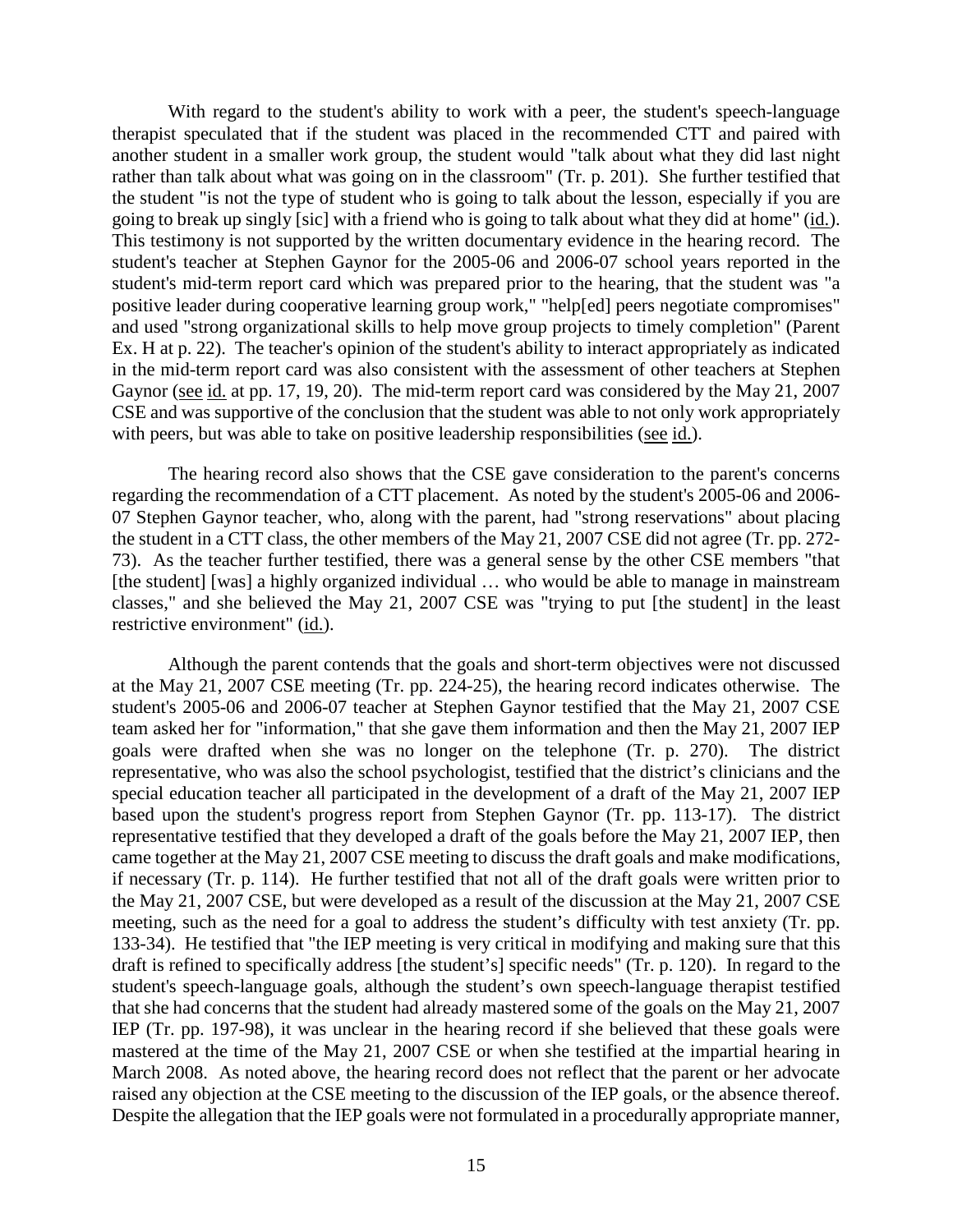With regard to the student's ability to work with a peer, the student's speech-language therapist speculated that if the student was placed in the recommended CTT and paired with another student in a smaller work group, the student would "talk about what they did last night rather than talk about what was going on in the classroom" (Tr. p. 201). She further testified that the student "is not the type of student who is going to talk about the lesson, especially if you are going to break up singly [sic] with a friend who is going to talk about what they did at home" (id.). This testimony is not supported by the written documentary evidence in the hearing record. The student's teacher at Stephen Gaynor for the 2005-06 and 2006-07 school years reported in the student's mid-term report card which was prepared prior to the hearing, that the student was "a positive leader during cooperative learning group work," "help[ed] peers negotiate compromises" and used "strong organizational skills to help move group projects to timely completion" (Parent Ex. H at p. 22). The teacher's opinion of the student's ability to interact appropriately as indicated in the mid-term report card was also consistent with the assessment of other teachers at Stephen Gaynor (see id. at pp. 17, 19, 20). The mid-term report card was considered by the May 21, 2007 CSE and was supportive of the conclusion that the student was able to not only work appropriately with peers, but was able to take on positive leadership responsibilities (see id.).

The hearing record also shows that the CSE gave consideration to the parent's concerns regarding the recommendation of a CTT placement. As noted by the student's 2005-06 and 2006-07 Stephen Gaynor teacher, who, along with the parent, had "strong reservations" about placing the student in a CTT class, the other members of the May 21, 2007 CSE did not agree (Tr. pp. 272-73). As the teacher further testified, there was a general sense by the other CSE members "that [the student] [was] a highly organized individual … who would be able to manage in mainstream classes," and she believed the May 21, 2007 CSE was "trying to put [the student] in the least restrictive environment" (id.).

Although the parent contends that the goals and short-term objectives were not discussed at the May 21, 2007 CSE meeting (Tr. pp. 224-25), the hearing record indicates otherwise. The student's 2005-06 and 2006-07 teacher at Stephen Gaynor testified that the May 21, 2007 CSE team asked her for "information," that she gave them information and then the May 21, 2007 IEP goals were drafted when she was no longer on the telephone (Tr. p. 270). The district representative, who was also the school psychologist, testified that the district's clinicians and the special education teacher all participated in the development of a draft of the May 21, 2007 IEP based upon the student's progress report from Stephen Gaynor (Tr. pp. 113-17). The district representative testified that they developed a draft of the goals before the May 21, 2007 IEP, then came together at the May 21, 2007 CSE meeting to discuss the draft goals and make modifications, if necessary (Tr. p. 114). He further testified that not all of the draft goals were written prior to the May 21, 2007 CSE, but were developed as a result of the discussion at the May 21, 2007 CSE meeting, such as the need for a goal to address the student's difficulty with test anxiety (Tr. pp. 133-34). He testified that "the IEP meeting is very critical in modifying and making sure that this draft is refined to specifically address [the student's] specific needs" (Tr. p. 120). In regard to the student's speech-language goals, although the student's own speech-language therapist testified that she had concerns that the student had already mastered some of the goals on the May 21, 2007 IEP (Tr. pp. 197-98), it was unclear in the hearing record if she believed that these goals were mastered at the time of the May 21, 2007 CSE or when she testified at the impartial hearing in March 2008. As noted above, the hearing record does not reflect that the parent or her advocate raised any objection at the CSE meeting to the discussion of the IEP goals, or the absence thereof. Despite the allegation that the IEP goals were not formulated in a procedurally appropriate manner,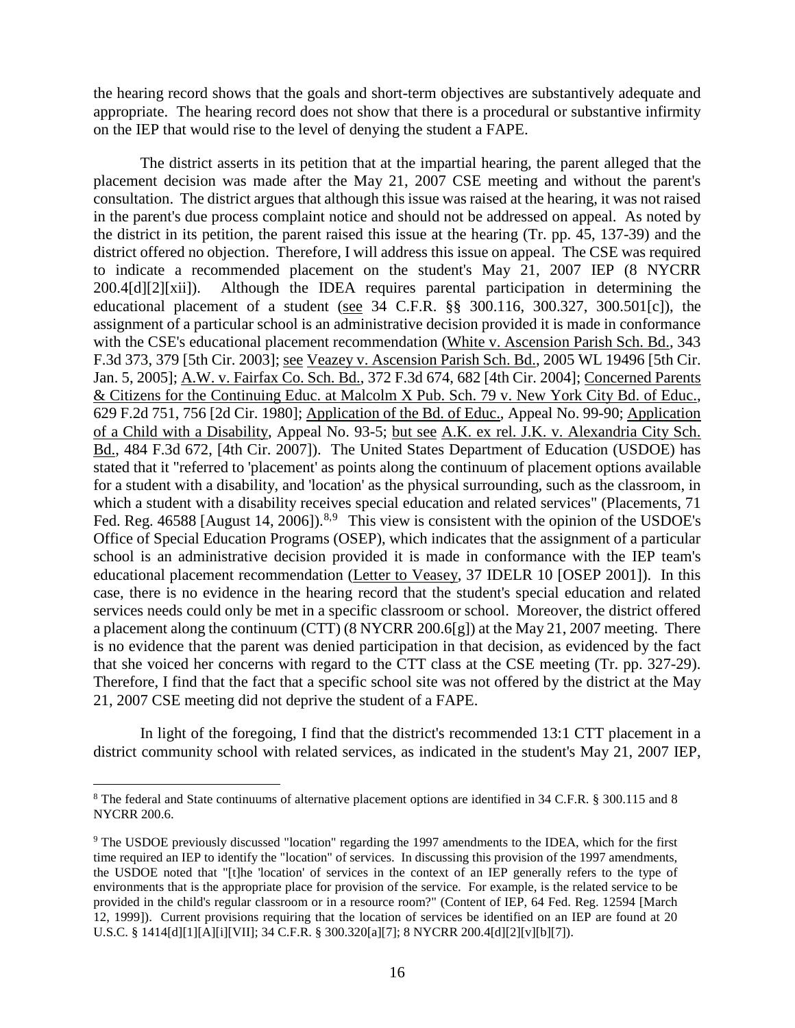the hearing record shows that the goals and short-term objectives are substantively adequate and appropriate. The hearing record does not show that there is a procedural or substantive infirmity on the IEP that would rise to the level of denying the student a FAPE.

The district asserts in its petition that at the impartial hearing, the parent alleged that the placement decision was made after the May 21, 2007 CSE meeting and without the parent's consultation. The district argues that although this issue was raised at the hearing, it was not raised in the parent's due process complaint notice and should not be addressed on appeal. As noted by the district in its petition, the parent raised this issue at the hearing (Tr. pp. 45, 137-39) and the district offered no objection. Therefore, I will address this issue on appeal. The CSE was required to indicate a recommended placement on the student's May 21, 2007 IEP (8 NYCRR 200.4[d][2][xii]). Although the IDEA requires parental participation in determining the educational placement of a student (see 34 C.F.R. §§ 300.116, 300.327, 300.501[c]), the assignment of a particular school is an administrative decision provided it is made in conformance with the CSE's educational placement recommendation (White v. Ascension Parish Sch. Bd., 343 F.3d 373, 379 [5th Cir. 2003]; see Veazey v. Ascension Parish Sch. Bd., 2005 WL 19496 [5th Cir. Jan. 5, 2005]; A.W. v. Fairfax Co. Sch. Bd., 372 F.3d 674, 682 [4th Cir. 2004]; Concerned Parents & Citizens for the Continuing Educ. at Malcolm X Pub. Sch. 79 v. New York City Bd. of Educ., 629 F.2d 751, 756 [2d Cir. 1980]; Application of the Bd. of Educ., Appeal No. 99-90; Application of a Child with a Disability, Appeal No. 93-5; but see A.K. ex rel. J.K. v. Alexandria City Sch. Bd., 484 F.3d 672, [4th Cir. 2007]). The United States Department of Education (USDOE) has stated that it "referred to 'placement' as points along the continuum of placement options available for a student with a disability, and 'location' as the physical surrounding, such as the classroom, in which a student with a disability receives special education and related services" (Placements, 71 Fed. Reg. 46588 [August 14, 2006]).[8,9] This view is consistent with the opinion of the USDOE's Office of Special Education Programs (OSEP), which indicates that the assignment of a particular school is an administrative decision provided it is made in conformance with the IEP team's educational placement recommendation (Letter to Veasey, 37 IDELR 10 [OSEP 2001]). In this case, there is no evidence in the hearing record that the student's special education and related services needs could only be met in a specific classroom or school. Moreover, the district offered a placement along the continuum (CTT) (8 NYCRR 200.6[g]) at the May 21, 2007 meeting. There is no evidence that the parent was denied participation in that decision, as evidenced by the fact that she voiced her concerns with regard to the CTT class at the CSE meeting (Tr. pp. 327-29). Therefore, I find that the fact that a specific school site was not offered by the district at the May 21, 2007 CSE meeting did not deprive the student of a FAPE.

In light of the foregoing, I find that the district's recommended 13:1 CTT placement in a district community school with related services, as indicated in the student's May 21, 2007 IEP,

---

[8] The federal and State continuums of alternative placement options are identified in 34 C.F.R. § 300.115 and 8 NYCRR 200.6.

[9] The USDOE previously discussed "location" regarding the 1997 amendments to the IDEA, which for the first time required an IEP to identify the "location" of services. In discussing this provision of the 1997 amendments, the USDOE noted that "[t]he 'location' of services in the context of an IEP generally refers to the type of environments that is the appropriate place for provision of the service. For example, is the related service to be provided in the child's regular classroom or in a resource room?" (Content of IEP, 64 Fed. Reg. 12594 [March 12, 1999]). Current provisions requiring that the location of services be identified on an IEP are found at 20 U.S.C. § 1414[d][1][A][i][VII]; 34 C.F.R. § 300.320[a][7]; 8 NYCRR 200.4[d][2][v][b][7]).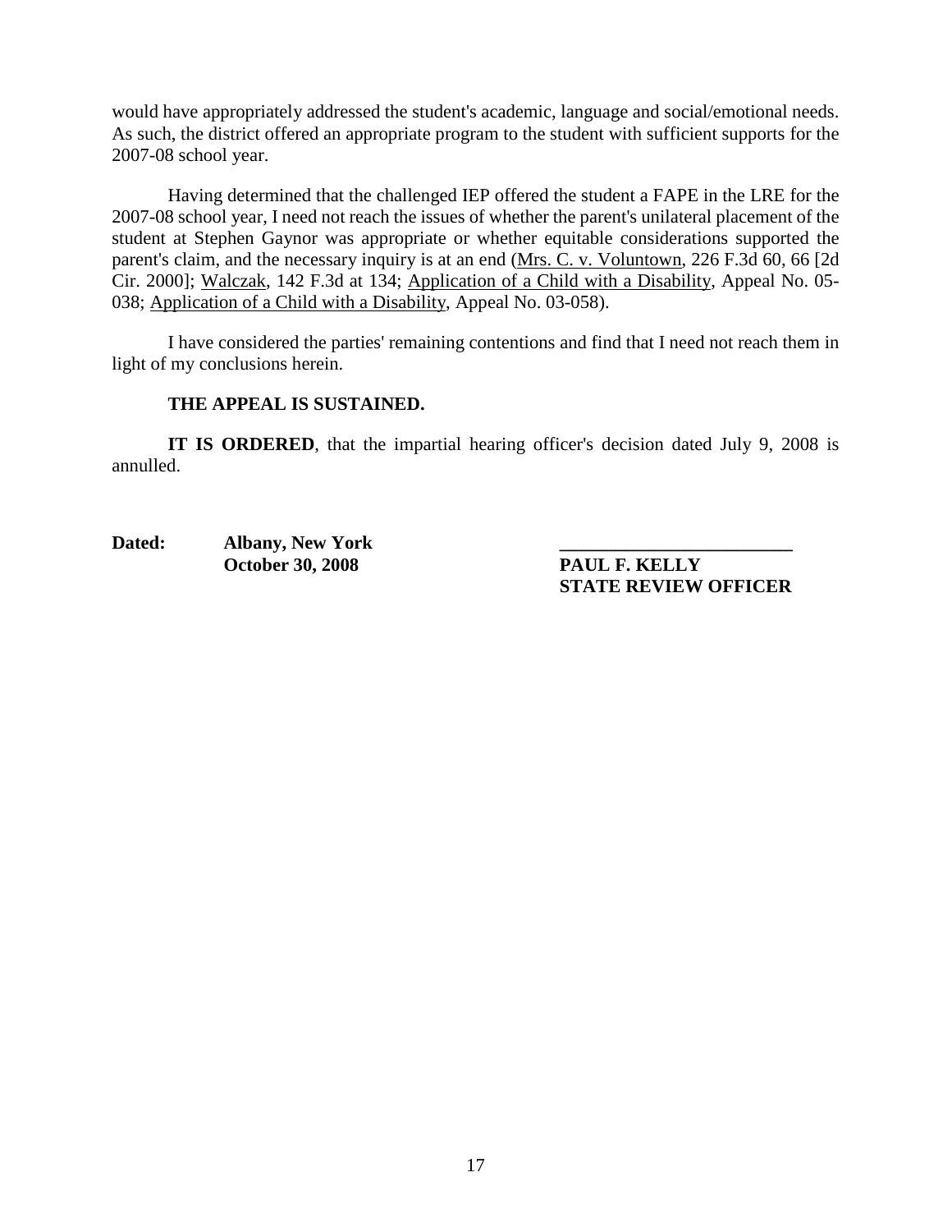would have appropriately addressed the student's academic, language and social/emotional needs. As such, the district offered an appropriate program to the student with sufficient supports for the 2007-08 school year.

Having determined that the challenged IEP offered the student a FAPE in the LRE for the 2007-08 school year, I need not reach the issues of whether the parent's unilateral placement of the student at Stephen Gaynor was appropriate or whether equitable considerations supported the parent's claim, and the necessary inquiry is at an end (Mrs. C. v. Voluntown, 226 F.3d 60, 66 [2d Cir. 2000]; Walczak, 142 F.3d at 134; Application of a Child with a Disability, Appeal No. 05-038; Application of a Child with a Disability, Appeal No. 03-058).

I have considered the parties' remaining contentions and find that I need not reach them in light of my conclusions herein.

**THE APPEAL IS SUSTAINED.**

**IT IS ORDERED**, that the impartial hearing officer's decision dated July 9, 2008 is annulled.

**Dated: Albany, New York**
**October 30, 2008**

**PAUL F. KELLY**
**STATE REVIEW OFFICER**